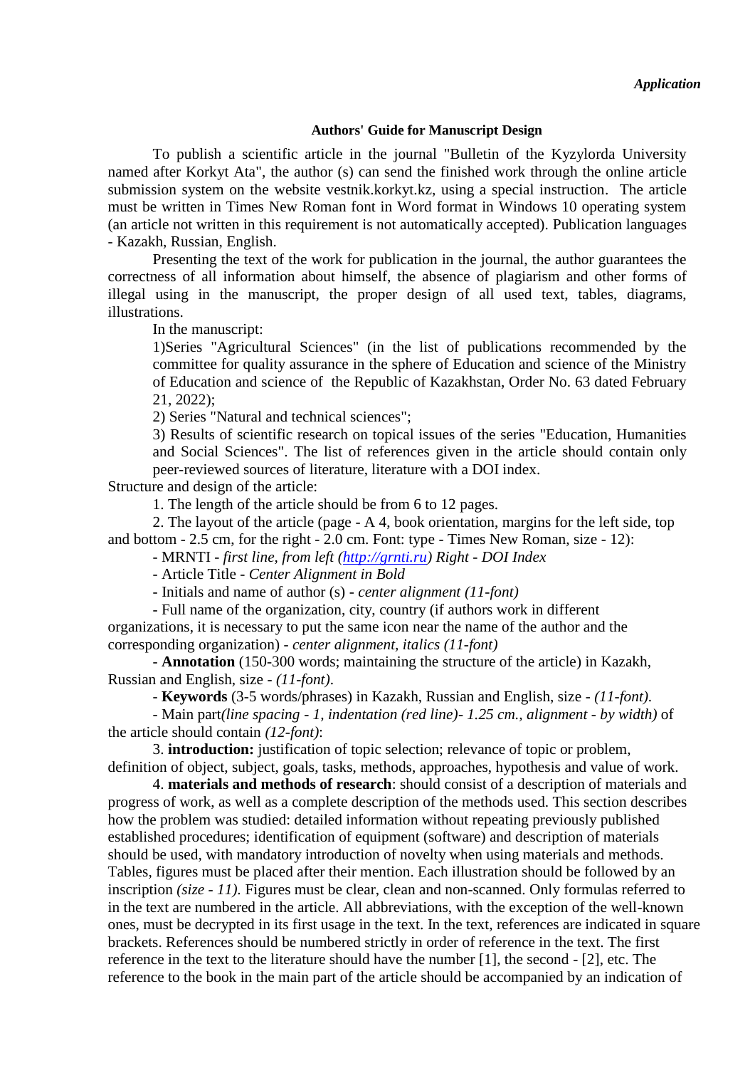*Application*

**Authors' Guide for Manuscript Design**

To publish a scientific article in the journal "Bulletin of the Kyzylorda University named after Korkyt Ata", the author (s) can send the finished work through the online article submission system on the website vestnik.korkyt.kz, using a special instruction. The article must be written in Times New Roman font in Word format in Windows 10 operating system (an article not written in this requirement is not automatically accepted). Publication languages - Kazakh, Russian, English.

Presenting the text of the work for publication in the journal, the author guarantees the correctness of all information about himself, the absence of plagiarism and other forms of illegal using in the manuscript, the proper design of all used text, tables, diagrams, illustrations.

In the manuscript:

1)Series "Agricultural Sciences" (in the list of publications recommended by the committee for quality assurance in the sphere of Education and science of the Ministry of Education and science of the Republic of Kazakhstan, Order No. 63 dated February 21, 2022);

2) Series "Natural and technical sciences";

3) Results of scientific research on topical issues of the series "Education, Humanities and Social Sciences". The list of references given in the article should contain only peer-reviewed sources of literature, literature with a DOI index.

Structure and design of the article:

1. The length of the article should be from 6 to 12 pages.

2. The layout of the article (page - A 4, book orientation, margins for the left side, top and bottom - 2.5 cm, for the right - 2.0 cm. Font: type - Times New Roman, size - 12):

- MRNTI - *first line, from left (http://grnti.ru) Right - DOI Index*
- Article Title - *Center Alignment in Bold*
- Initials and name of author (s) - *center alignment (11-font)*
- Full name of the organization, city, country (if authors work in different organizations, it is necessary to put the same icon near the name of the author and the corresponding organization) - *center alignment, italics (11-font)*
- **Annotation** (150-300 words; maintaining the structure of the article) in Kazakh, Russian and English, size - *(11-font)*.
- **Keywords** (3-5 words/phrases) in Kazakh, Russian and English, size - *(11-font).*
- Main part*(line spacing - 1, indentation (red line)- 1.25 cm., alignment - by width)* of the article should contain *(12-font)*:

3. **introduction:** justification of topic selection; relevance of topic or problem, definition of object, subject, goals, tasks, methods, approaches, hypothesis and value of work.

4. **materials and methods of research**: should consist of a description of materials and progress of work, as well as a complete description of the methods used. This section describes how the problem was studied: detailed information without repeating previously published established procedures; identification of equipment (software) and description of materials should be used, with mandatory introduction of novelty when using materials and methods. Tables, figures must be placed after their mention. Each illustration should be followed by an inscription *(size - 11).* Figures must be clear, clean and non-scanned. Only formulas referred to in the text are numbered in the article. All abbreviations, with the exception of the well-known ones, must be decrypted in its first usage in the text. In the text, references are indicated in square brackets. References should be numbered strictly in order of reference in the text. The first reference in the text to the literature should have the number [1], the second - [2], etc. The reference to the book in the main part of the article should be accompanied by an indication of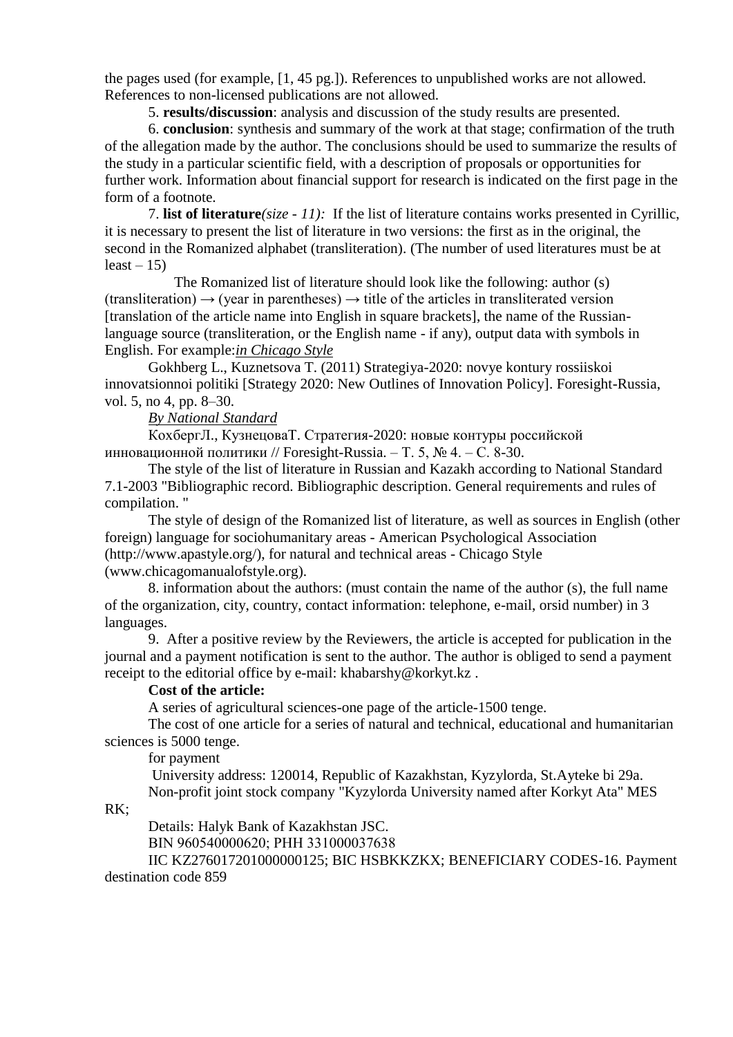the pages used (for example, [1, 45 pg.]). References to unpublished works are not allowed. References to non-licensed publications are not allowed.

5. **results/discussion**: analysis and discussion of the study results are presented.

6. **conclusion**: synthesis and summary of the work at that stage; confirmation of the truth of the allegation made by the author. The conclusions should be used to summarize the results of the study in a particular scientific field, with a description of proposals or opportunities for further work. Information about financial support for research is indicated on the first page in the form of a footnote.

7. **list of literature***(size - 11):* If the list of literature contains works presented in Cyrillic, it is necessary to present the list of literature in two versions: the first as in the original, the second in the Romanized alphabet (transliteration). (The number of used literatures must be at least – 15)

The Romanized list of literature should look like the following: author (s) (transliteration) → (year in parentheses) → title of the articles in transliterated version [translation of the article name into English in square brackets], the name of the Russian-language source (transliteration, or the English name - if any), output data with symbols in English. For example:*in Chicago Style*

Gokhberg L., Kuznetsova T. (2011) Strategiya-2020: novye kontury rossiiskoi innovatsionnoi politiki [Strategy 2020: New Outlines of Innovation Policy]. Foresight-Russia, vol. 5, no 4, pp. 8–30.

*By National Standard*

КохбергЛ., КузнецоваТ. Стратегия-2020: новые контуры российской инновационной политики // Foresight-Russia. – Т. 5, № 4. – С. 8-30.

The style of the list of literature in Russian and Kazakh according to National Standard 7.1-2003 "Bibliographic record. Bibliographic description. General requirements and rules of compilation. "

The style of design of the Romanized list of literature, as well as sources in English (other foreign) language for sociohumanitary areas - American Psychological Association (http://www.apastyle.org/), for natural and technical areas - Chicago Style (www.chicagomanualofstyle.org).

8. information about the authors: (must contain the name of the author (s), the full name of the organization, city, country, contact information: telephone, e-mail, orsid number) in 3 languages.

9. After a positive review by the Reviewers, the article is accepted for publication in the journal and a payment notification is sent to the author. The author is obliged to send a payment receipt to the editorial office by e-mail: khabarshy@korkyt.kz .

**Cost of the article:**

A series of agricultural sciences-one page of the article-1500 tenge.

The cost of one article for a series of natural and technical, educational and humanitarian sciences is 5000 tenge.

for payment

University address: 120014, Republic of Kazakhstan, Kyzylorda, St.Ayteke bi 29a.

Non-profit joint stock company "Kyzylorda University named after Korkyt Ata" MES RK;

Details: Halyk Bank of Kazakhstan JSC.

BIN 960540000620; PHH 331000037638

IIC KZ276017201000000125; BIC HSBKKZKX; BENEFICIARY CODES-16. Payment destination code 859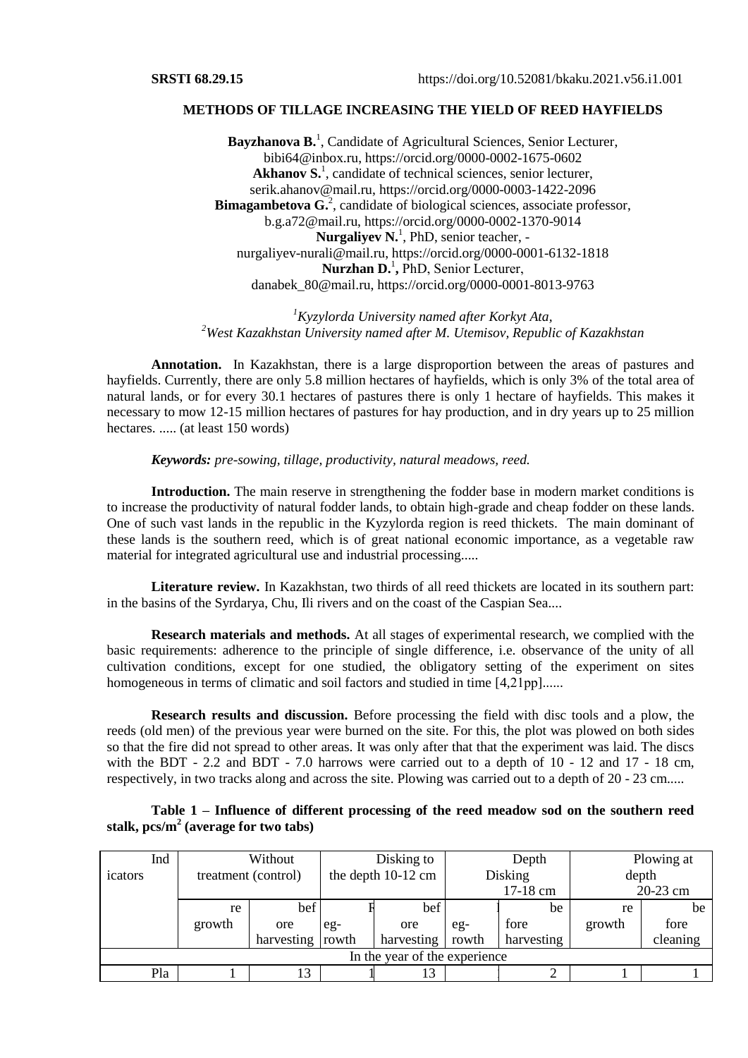**SRSTI 68.29.15** https://doi.org/10.52081/bkaku.2021.v56.i1.001

## METHODS OF TILLAGE INCREASING THE YIELD OF REED HAYFIELDS

**Bayzhanova B.**[1], Candidate of Agricultural Sciences, Senior Lecturer, bibi64@inbox.ru, https://orcid.org/0000-0002-1675-0602
**Akhanov S.**[1], candidate of technical sciences, senior lecturer, serik.ahanov@mail.ru, https://orcid.org/0000-0003-1422-2096
**Bimagambetova G.**[2], candidate of biological sciences, associate professor, b.g.a72@mail.ru, https://orcid.org/0000-0002-1370-9014
**Nurgaliyev N.**[1], PhD, senior teacher, - nurgaliyev-nurali@mail.ru, https://orcid.org/0000-0001-6132-1818
**Nurzhan D.**[1]**,** PhD, Senior Lecturer, danabek_80@mail.ru, https://orcid.org/0000-0001-8013-9763

*[1]Kyzylorda University named after Korkyt Ata,*
*[2]West Kazakhstan University named after M. Utemisov, Republic of Kazakhstan*

**Annotation.** In Kazakhstan, there is a large disproportion between the areas of pastures and hayfields. Currently, there are only 5.8 million hectares of hayfields, which is only 3% of the total area of natural lands, or for every 30.1 hectares of pastures there is only 1 hectare of hayfields. This makes it necessary to mow 12-15 million hectares of pastures for hay production, and in dry years up to 25 million hectares. ..... (at least 150 words)

***Keywords:*** *pre-sowing, tillage, productivity, natural meadows, reed.*

**Introduction.** The main reserve in strengthening the fodder base in modern market conditions is to increase the productivity of natural fodder lands, to obtain high-grade and cheap fodder on these lands. One of such vast lands in the republic in the Kyzylorda region is reed thickets. The main dominant of these lands is the southern reed, which is of great national economic importance, as a vegetable raw material for integrated agricultural use and industrial processing.....

**Literature review.** In Kazakhstan, two thirds of all reed thickets are located in its southern part: in the basins of the Syrdarya, Chu, Ili rivers and on the coast of the Caspian Sea....

**Research materials and methods.** At all stages of experimental research, we complied with the basic requirements: adherence to the principle of single difference, i.e. observance of the unity of all cultivation conditions, except for one studied, the obligatory setting of the experiment on sites homogeneous in terms of climatic and soil factors and studied in time [4,21pp]......

**Research results and discussion.** Before processing the field with disc tools and a plow, the reeds (old men) of the previous year were burned on the site. For this, the plot was plowed on both sides so that the fire did not spread to other areas. It was only after that that the experiment was laid. The discs with the BDT - 2.2 and BDT - 7.0 harrows were carried out to a depth of 10 - 12 and 17 - 18 cm, respectively, in two tracks along and across the site. Plowing was carried out to a depth of 20 - 23 cm.....

**Table 1 – Influence of different processing of the reed meadow sod on the southern reed stalk, pcs/m$^2$ (average for two tabs)**

| Indicators | Without treatment (control) | | Disking to the depth 10-12 cm | | Depth Disking 17-18 cm | | Plowing at depth 20-23 cm | |
|---|---|---|---|---|---|---|---|---|
| | regrowth | before harvesting | regrowth | before harvesting | regrowth | before harvesting | regrowth | before cleaning |
| In the year of the experiment | | | | | | | | |
| Pla | 1 | 13 | 1 | 13 | | 2 | 1 | 1 |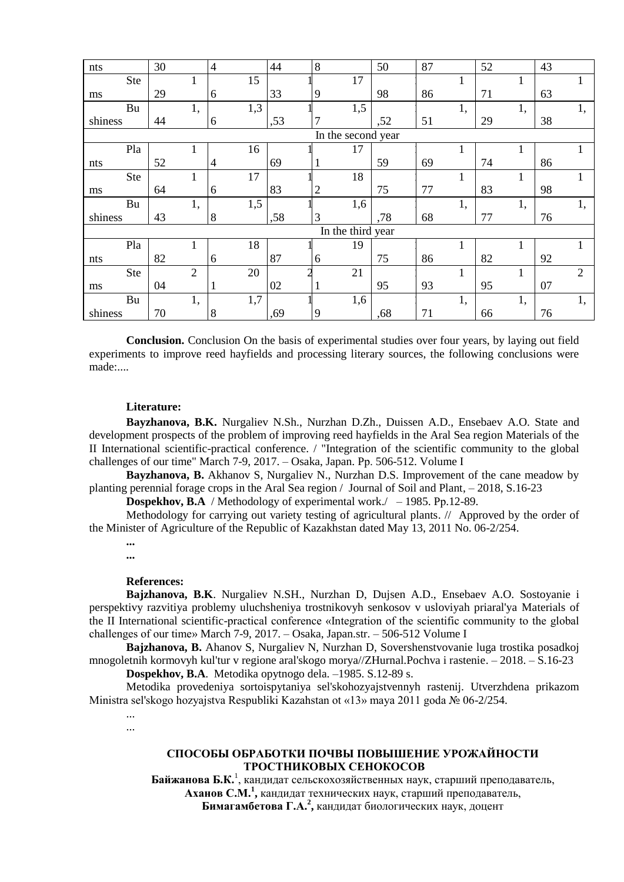| | | | | | | | | |
|---|---|---|---|---|---|---|---|---|
| nts | 30 | 4 | 44 | 8 | 50 | 87 | 52 | 43 |
| Stems | 129 | 156 | 133 | 179 | 98 | 186 | 171 | 163 |
| Bushiness | 1,44 | 1,36 | 1,53 | 1,57 | ,52 | 1,51 | 1,29 | 1,38 |
| In the second year | | | | | | | | |
| Plants | 152 | 164 | 169 | 171 | 59 | 169 | 174 | 186 |
| Stems | 164 | 176 | 183 | 182 | 75 | 177 | 183 | 198 |
| Bushiness | 1,43 | 1,58 | 1,58 | 1,63 | ,78 | 1,68 | 1,77 | 1,76 |
| In the third year | | | | | | | | |
| Plants | 182 | 186 | 187 | 196 | 75 | 186 | 182 | 192 |
| Stems | 204 | 201 | 202 | 211 | 95 | 193 | 195 | 207 |
| Bushiness | 1,70 | 1,78 | 1,69 | 1,69 | ,68 | 1,71 | 1,66 | 1,76 |

**Conclusion.** Conclusion On the basis of experimental studies over four years, by laying out field experiments to improve reed hayfields and processing literary sources, the following conclusions were made:....

**Literature:**

**Bayzhanova, B.K.** Nurgaliev N.Sh., Nurzhan D.Zh., Duissen A.D., Ensebaev A.O. State and development prospects of the problem of improving reed hayfields in the Aral Sea region Materials of the II International scientific-practical conference. / "Integration of the scientific community to the global challenges of our time" March 7-9, 2017. – Osaka, Japan. Pp. 506-512. Volume I

**Bayzhanova, B.** Akhanov S, Nurgaliev N., Nurzhan D.S. Improvement of the cane meadow by planting perennial forage crops in the Aral Sea region / Journal of Soil and Plant, – 2018, S.16-23

**Dospekhov, B.A** / Methodology of experimental work./ – 1985. Pp.12-89.

Methodology for carrying out variety testing of agricultural plants. // Approved by the order of the Minister of Agriculture of the Republic of Kazakhstan dated May 13, 2011 No. 06-2/254.

**...**

**...**

**References:**

**Bajzhanova, B.K**. Nurgaliev N.SH., Nurzhan D, Dujsen A.D., Ensebaev A.O. Sostoyanie i perspektivy razvitiya problemy uluchsheniya trostnikovyh senkosov v usloviyah priaral'ya Materials of the II International scientific-practical conference «Integration of the scientific community to the global challenges of our time» March 7-9, 2017. – Osaka, Japan.str. – 506-512 Volume I

**Bajzhanova, B.** Ahanov S, Nurgaliev N, Nurzhan D, Sovershenstvovanie luga trostika posadkoj mnogoletnih kormovyh kul'tur v regione aral'skogo morya//ZHurnal.Pochva i rastenie. – 2018. – S.16-23

**Dospekhov, B.A**. Metodika opytnogo dela. –1985. S.12-89 s.

Metodika provedeniya sortoispytaniya sel'skohozyajstvennyh rastenij. Utverzhdena prikazom Ministra sel'skogo hozyajstva Respubliki Kazahstan ot «13» maya 2011 goda № 06-2/254.

...

...

## СПОСОБЫ ОБРАБОТКИ ПОЧВЫ ПОВЫШЕНИЕ УРОЖАЙНОСТИ ТРОСТНИКОВЫХ СЕНОКОСОВ

**Байжанова Б.К.**[1], кандидат сельскохозяйственных наук, старший преподаватель,
**Аханов С.М.[1],** кандидат технических наук, старший преподаватель,
**Бимагамбетова Г.А.[2],** кандидат биологических наук, доцент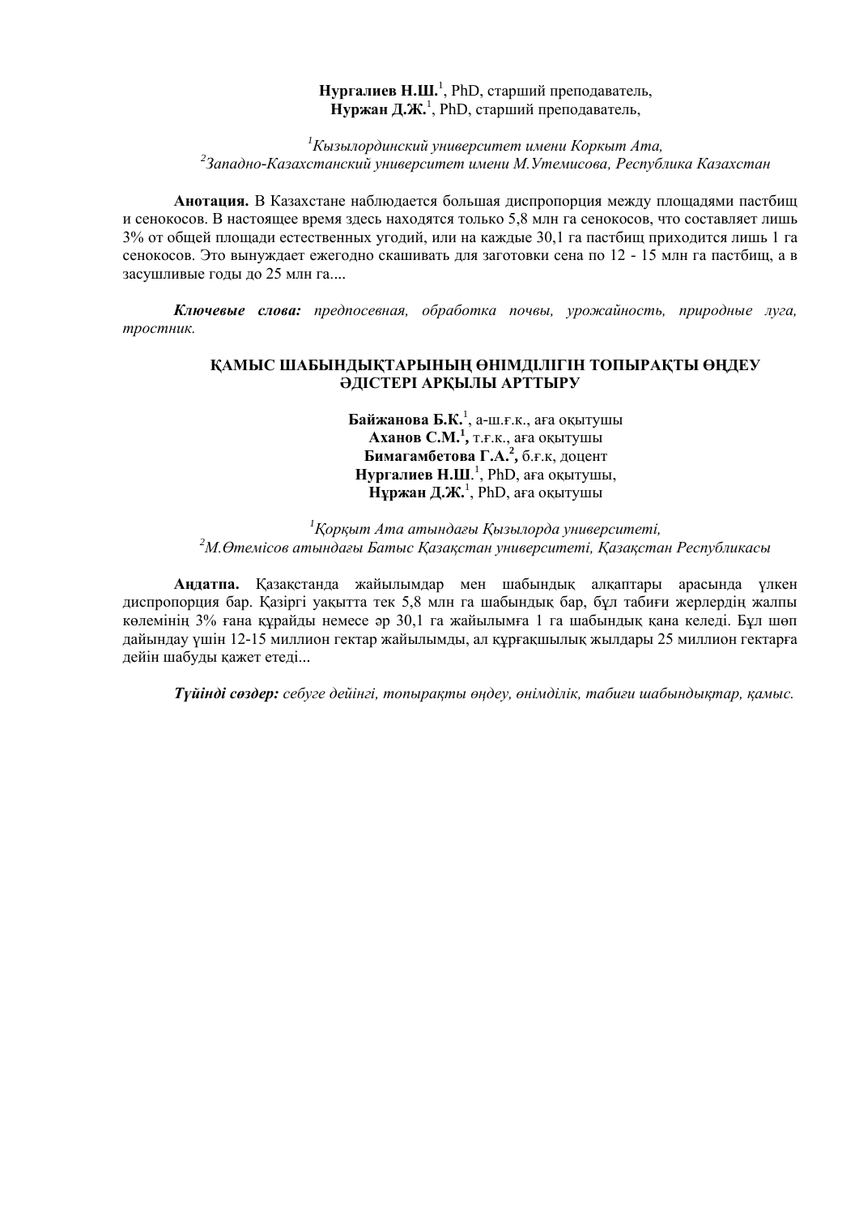**Нургалиев Н.Ш.**[1], PhD, старший преподаватель,
**Нуржан Д.Ж.**[1], PhD, старший преподаватель,

*[1]Кызылординский университет имени Коркыт Ата,*
*[2]Западно-Казахстанский университет имени М.Утемисова, Республика Казахстан*

**Анотация.** В Казахстане наблюдается большая диспропорция между площадями пастбищ и сенокосов. В настоящее время здесь находятся только 5,8 млн га сенокосов, что составляет лишь 3% от общей площади естественных угодий, или на каждые 30,1 га пастбищ приходится лишь 1 га сенокосов. Это вынуждает ежегодно скашивать для заготовки сена по 12 - 15 млн га пастбищ, а в засушливые годы до 25 млн га....

***Ключевые слова:*** *предпосевная, обработка почвы, урожайность, природные луга, тростник.*

## ҚАМЫС ШАБЫНДЫҚТАРЫНЫҢ ӨНІМДІЛІГІН ТОПЫРАҚТЫ ӨҢДЕУ ӘДІСТЕРІ АРҚЫЛЫ АРТТЫРУ

**Байжанова Б.К.**[1], а-ш.ғ.к., аға оқытушы
**Аханов С.М.[1],** т.ғ.к., аға оқытушы
**Бимагамбетова Г.А.[2],** б.ғ.к, доцент
**Нургалиев Н.Ш**.[1], PhD, аға оқытушы,
**Нұржан Д.Ж.**[1], PhD, аға оқытушы

*[1]Қорқыт Ата атындағы Қызылорда университеті,*
*[2]М.Өтемісов атындағы Батыс Қазақстан университеті, Қазақстан Республикасы*

**Аңдатпа.** Қазақстанда жайылымдар мен шабындық алқаптары арасында үлкен диспропорция бар. Қазіргі уақытта тек 5,8 млн га шабындық бар, бұл табиғи жерлердің жалпы көлемінің 3% ғана құрайды немесе әр 30,1 га жайылымға 1 га шабындық қана келеді. Бұл шөп дайындау үшін 12-15 миллион гектар жайылымды, ал құрғақшылық жылдары 25 миллион гектарға дейін шабуды қажет етеді...

***Түйінді сөздер:*** *себуге дейінгі, топырақты өңдеу, өнімділік, табиғи шабындықтар, қамыс.*